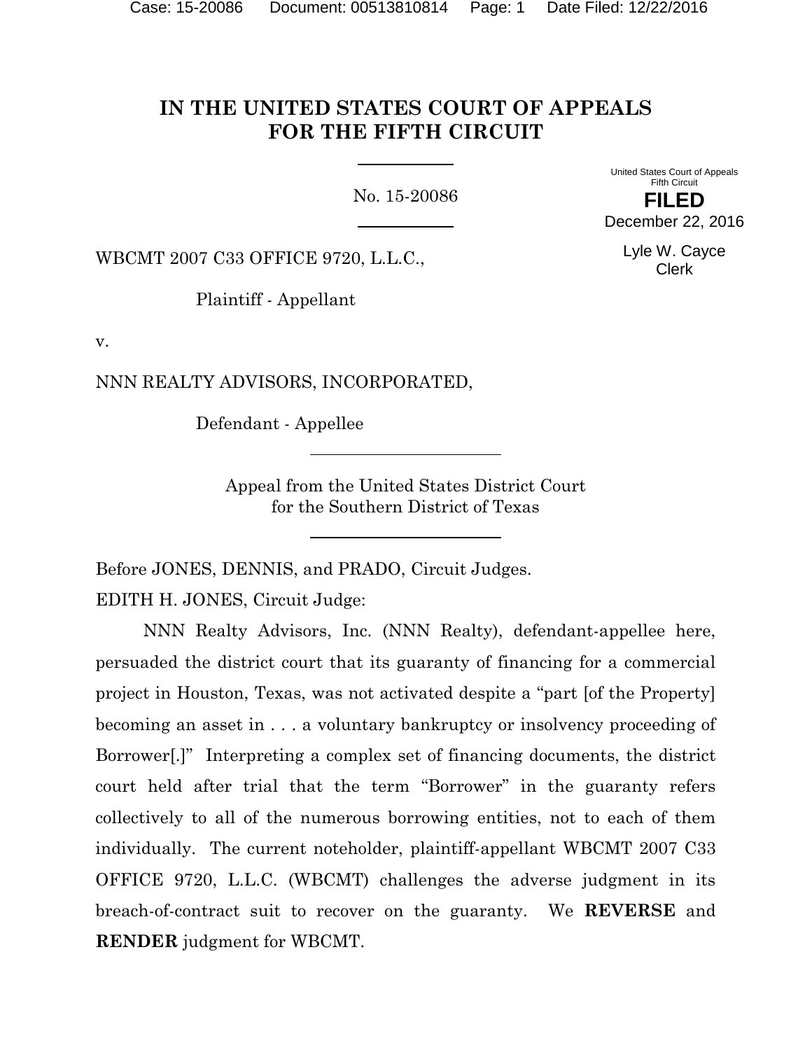# IN THE UNITED STATES COURT OF APPEALS FOR THE FIFTH CIRCUIT

No. 15-20086

United States Court of Appeals
Fifth Circuit

**FILED**

December 22, 2016

Lyle W. Cayce
Clerk

WBCMT 2007 C33 OFFICE 9720, L.L.C.,

Plaintiff - Appellant

v.

NNN REALTY ADVISORS, INCORPORATED,

Defendant - Appellee

Appeal from the United States District Court
for the Southern District of Texas

Before JONES, DENNIS, and PRADO, Circuit Judges.

EDITH H. JONES, Circuit Judge:

NNN Realty Advisors, Inc. (NNN Realty), defendant-appellee here, persuaded the district court that its guaranty of financing for a commercial project in Houston, Texas, was not activated despite a "part [of the Property] becoming an asset in . . . a voluntary bankruptcy or insolvency proceeding of Borrower[.]" Interpreting a complex set of financing documents, the district court held after trial that the term "Borrower" in the guaranty refers collectively to all of the numerous borrowing entities, not to each of them individually. The current noteholder, plaintiff-appellant WBCMT 2007 C33 OFFICE 9720, L.L.C. (WBCMT) challenges the adverse judgment in its breach-of-contract suit to recover on the guaranty. We **REVERSE** and **RENDER** judgment for WBCMT.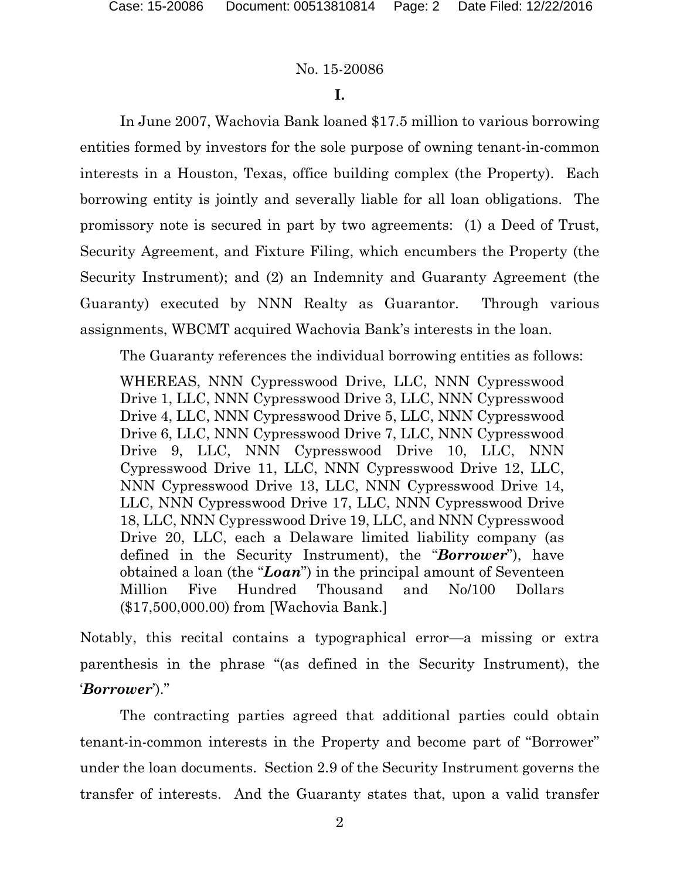**I.**

In June 2007, Wachovia Bank loaned $17.5 million to various borrowing entities formed by investors for the sole purpose of owning tenant-in-common interests in a Houston, Texas, office building complex (the Property). Each borrowing entity is jointly and severally liable for all loan obligations. The promissory note is secured in part by two agreements: (1) a Deed of Trust, Security Agreement, and Fixture Filing, which encumbers the Property (the Security Instrument); and (2) an Indemnity and Guaranty Agreement (the Guaranty) executed by NNN Realty as Guarantor. Through various assignments, WBCMT acquired Wachovia Bank's interests in the loan.

The Guaranty references the individual borrowing entities as follows:

> WHEREAS, NNN Cypresswood Drive, LLC, NNN Cypresswood Drive 1, LLC, NNN Cypresswood Drive 3, LLC, NNN Cypresswood Drive 4, LLC, NNN Cypresswood Drive 5, LLC, NNN Cypresswood Drive 6, LLC, NNN Cypresswood Drive 7, LLC, NNN Cypresswood Drive 9, LLC, NNN Cypresswood Drive 10, LLC, NNN Cypresswood Drive 11, LLC, NNN Cypresswood Drive 12, LLC, NNN Cypresswood Drive 13, LLC, NNN Cypresswood Drive 14, LLC, NNN Cypresswood Drive 17, LLC, NNN Cypresswood Drive 18, LLC, NNN Cypresswood Drive 19, LLC, and NNN Cypresswood Drive 20, LLC, each a Delaware limited liability company (as defined in the Security Instrument), the "***Borrower***"), have obtained a loan (the "***Loan***") in the principal amount of Seventeen Million Five Hundred Thousand and No/100 Dollars ($17,500,000.00) from [Wachovia Bank.]

Notably, this recital contains a typographical error—a missing or extra parenthesis in the phrase "(as defined in the Security Instrument), the '***Borrower***')."

The contracting parties agreed that additional parties could obtain tenant-in-common interests in the Property and become part of "Borrower" under the loan documents. Section 2.9 of the Security Instrument governs the transfer of interests. And the Guaranty states that, upon a valid transfer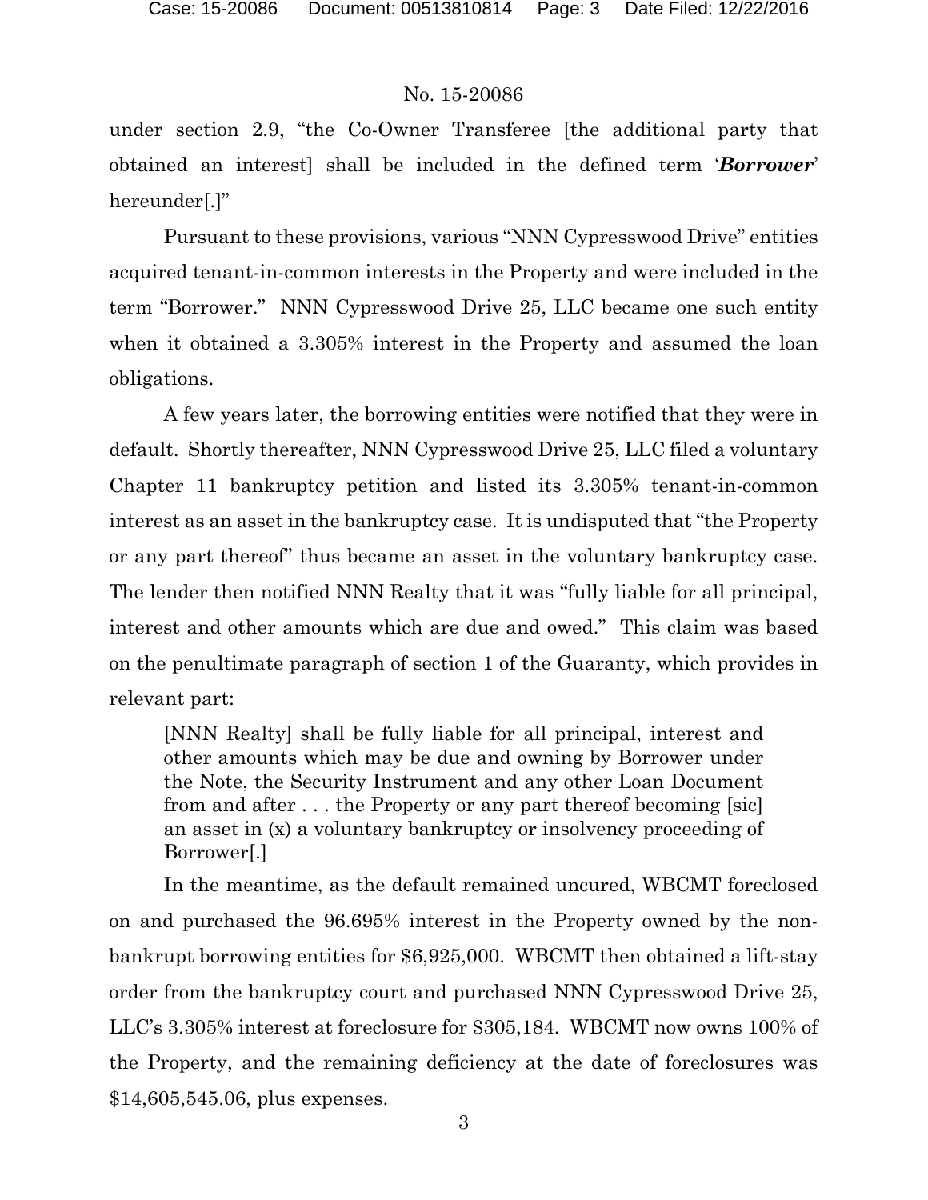under section 2.9, "the Co-Owner Transferee [the additional party that obtained an interest] shall be included in the defined term '***Borrower***' hereunder[.]"

Pursuant to these provisions, various "NNN Cypresswood Drive" entities acquired tenant-in-common interests in the Property and were included in the term "Borrower." NNN Cypresswood Drive 25, LLC became one such entity when it obtained a 3.305% interest in the Property and assumed the loan obligations.

A few years later, the borrowing entities were notified that they were in default. Shortly thereafter, NNN Cypresswood Drive 25, LLC filed a voluntary Chapter 11 bankruptcy petition and listed its 3.305% tenant-in-common interest as an asset in the bankruptcy case. It is undisputed that "the Property or any part thereof" thus became an asset in the voluntary bankruptcy case. The lender then notified NNN Realty that it was "fully liable for all principal, interest and other amounts which are due and owed." This claim was based on the penultimate paragraph of section 1 of the Guaranty, which provides in relevant part:

> [NNN Realty] shall be fully liable for all principal, interest and other amounts which may be due and owning by Borrower under the Note, the Security Instrument and any other Loan Document from and after . . . the Property or any part thereof becoming [sic] an asset in (x) a voluntary bankruptcy or insolvency proceeding of Borrower[.]

In the meantime, as the default remained uncured, WBCMT foreclosed on and purchased the 96.695% interest in the Property owned by the non-bankrupt borrowing entities for $6,925,000. WBCMT then obtained a lift-stay order from the bankruptcy court and purchased NNN Cypresswood Drive 25, LLC's 3.305% interest at foreclosure for $305,184. WBCMT now owns 100% of the Property, and the remaining deficiency at the date of foreclosures was $14,605,545.06, plus expenses.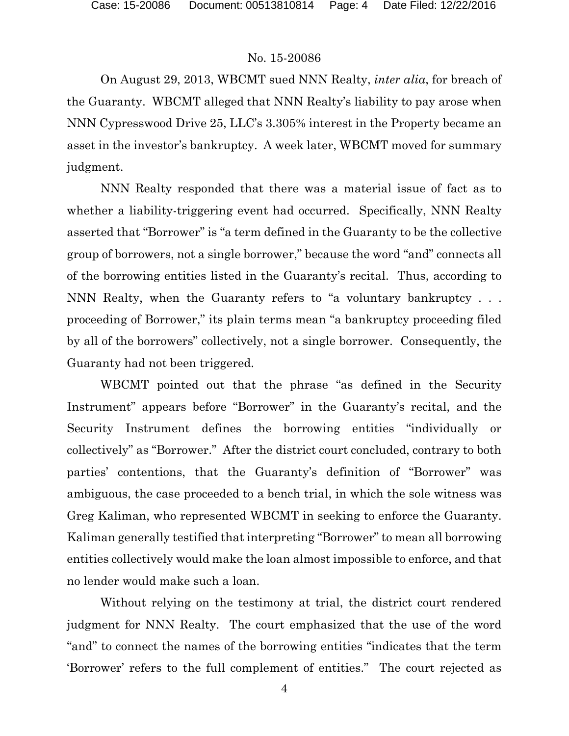On August 29, 2013, WBCMT sued NNN Realty, *inter alia*, for breach of the Guaranty. WBCMT alleged that NNN Realty's liability to pay arose when NNN Cypresswood Drive 25, LLC's 3.305% interest in the Property became an asset in the investor's bankruptcy. A week later, WBCMT moved for summary judgment.

NNN Realty responded that there was a material issue of fact as to whether a liability-triggering event had occurred. Specifically, NNN Realty asserted that "Borrower" is "a term defined in the Guaranty to be the collective group of borrowers, not a single borrower," because the word "and" connects all of the borrowing entities listed in the Guaranty's recital. Thus, according to NNN Realty, when the Guaranty refers to "a voluntary bankruptcy . . . proceeding of Borrower," its plain terms mean "a bankruptcy proceeding filed by all of the borrowers" collectively, not a single borrower. Consequently, the Guaranty had not been triggered.

WBCMT pointed out that the phrase "as defined in the Security Instrument" appears before "Borrower" in the Guaranty's recital, and the Security Instrument defines the borrowing entities "individually or collectively" as "Borrower." After the district court concluded, contrary to both parties' contentions, that the Guaranty's definition of "Borrower" was ambiguous, the case proceeded to a bench trial, in which the sole witness was Greg Kaliman, who represented WBCMT in seeking to enforce the Guaranty. Kaliman generally testified that interpreting "Borrower" to mean all borrowing entities collectively would make the loan almost impossible to enforce, and that no lender would make such a loan.

Without relying on the testimony at trial, the district court rendered judgment for NNN Realty. The court emphasized that the use of the word "and" to connect the names of the borrowing entities "indicates that the term 'Borrower' refers to the full complement of entities." The court rejected as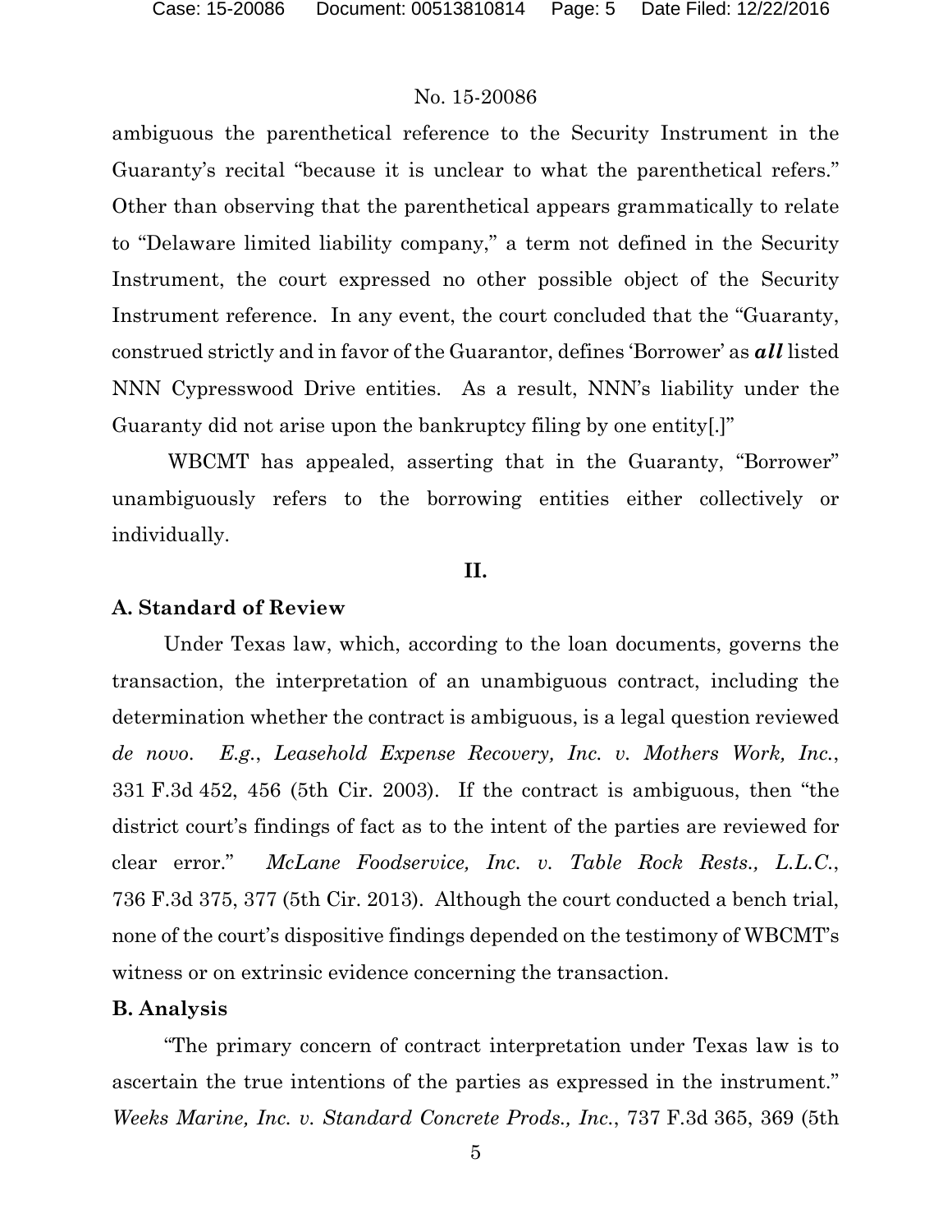ambiguous the parenthetical reference to the Security Instrument in the Guaranty's recital "because it is unclear to what the parenthetical refers." Other than observing that the parenthetical appears grammatically to relate to "Delaware limited liability company," a term not defined in the Security Instrument, the court expressed no other possible object of the Security Instrument reference. In any event, the court concluded that the "Guaranty, construed strictly and in favor of the Guarantor, defines 'Borrower' as ***all*** listed NNN Cypresswood Drive entities. As a result, NNN's liability under the Guaranty did not arise upon the bankruptcy filing by one entity[.]"

WBCMT has appealed, asserting that in the Guaranty, "Borrower" unambiguously refers to the borrowing entities either collectively or individually.

## II.

### A. Standard of Review

Under Texas law, which, according to the loan documents, governs the transaction, the interpretation of an unambiguous contract, including the determination whether the contract is ambiguous, is a legal question reviewed *de novo*. *E.g.*, *Leasehold Expense Recovery, Inc. v. Mothers Work, Inc.*, 331 F.3d 452, 456 (5th Cir. 2003). If the contract is ambiguous, then "the district court's findings of fact as to the intent of the parties are reviewed for clear error." *McLane Foodservice, Inc. v. Table Rock Rests., L.L.C.*, 736 F.3d 375, 377 (5th Cir. 2013). Although the court conducted a bench trial, none of the court's dispositive findings depended on the testimony of WBCMT's witness or on extrinsic evidence concerning the transaction.

### B. Analysis

"The primary concern of contract interpretation under Texas law is to ascertain the true intentions of the parties as expressed in the instrument." *Weeks Marine, Inc. v. Standard Concrete Prods., Inc.*, 737 F.3d 365, 369 (5th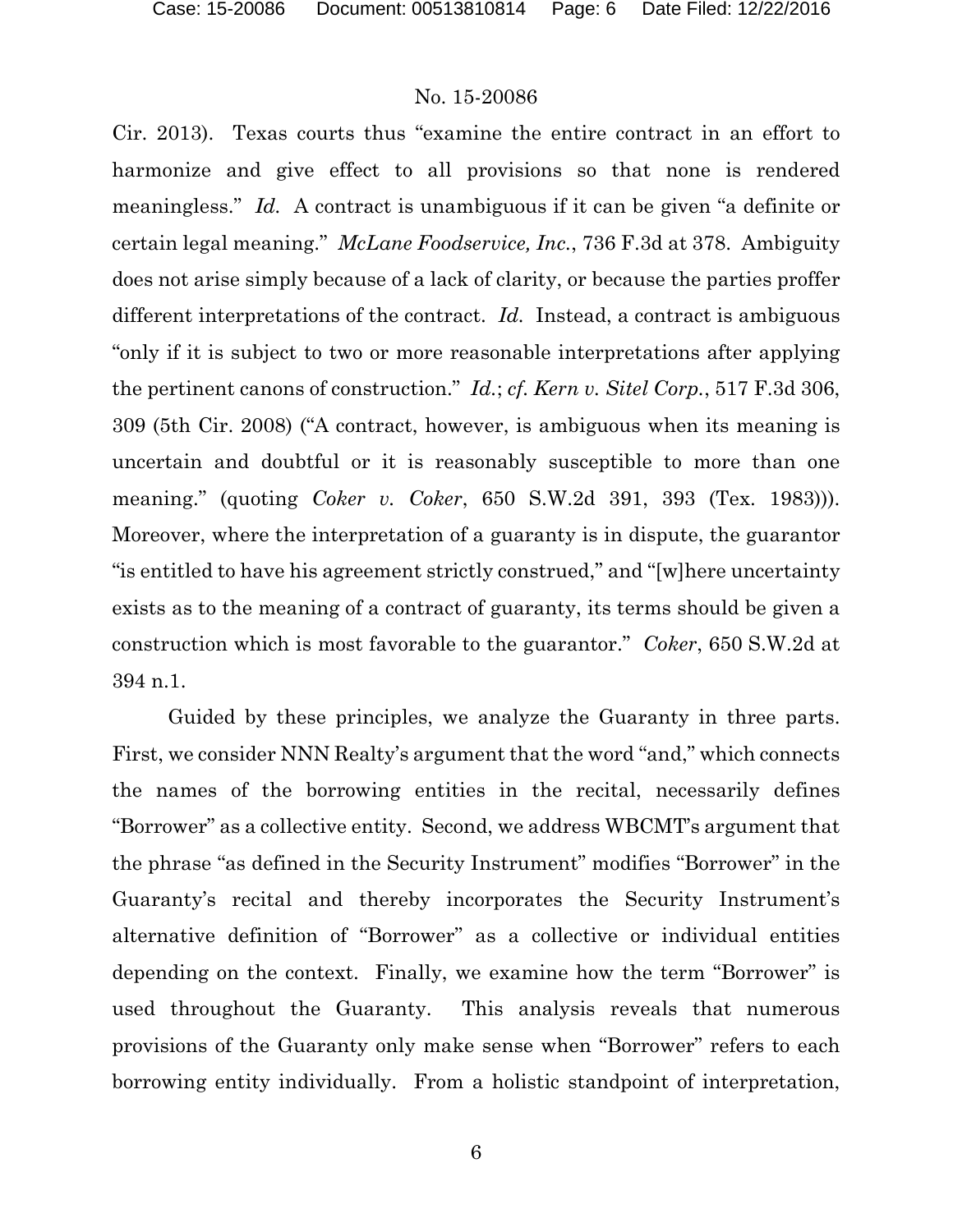Cir. 2013). Texas courts thus "examine the entire contract in an effort to harmonize and give effect to all provisions so that none is rendered meaningless." *Id.* A contract is unambiguous if it can be given "a definite or certain legal meaning." *McLane Foodservice, Inc.*, 736 F.3d at 378. Ambiguity does not arise simply because of a lack of clarity, or because the parties proffer different interpretations of the contract. *Id.* Instead, a contract is ambiguous "only if it is subject to two or more reasonable interpretations after applying the pertinent canons of construction." *Id.*; *cf. Kern v. Sitel Corp.*, 517 F.3d 306, 309 (5th Cir. 2008) ("A contract, however, is ambiguous when its meaning is uncertain and doubtful or it is reasonably susceptible to more than one meaning." (quoting *Coker v. Coker*, 650 S.W.2d 391, 393 (Tex. 1983))). Moreover, where the interpretation of a guaranty is in dispute, the guarantor "is entitled to have his agreement strictly construed," and "[w]here uncertainty exists as to the meaning of a contract of guaranty, its terms should be given a construction which is most favorable to the guarantor." *Coker*, 650 S.W.2d at 394 n.1.

Guided by these principles, we analyze the Guaranty in three parts. First, we consider NNN Realty's argument that the word "and," which connects the names of the borrowing entities in the recital, necessarily defines "Borrower" as a collective entity. Second, we address WBCMT's argument that the phrase "as defined in the Security Instrument" modifies "Borrower" in the Guaranty's recital and thereby incorporates the Security Instrument's alternative definition of "Borrower" as a collective or individual entities depending on the context. Finally, we examine how the term "Borrower" is used throughout the Guaranty. This analysis reveals that numerous provisions of the Guaranty only make sense when "Borrower" refers to each borrowing entity individually. From a holistic standpoint of interpretation,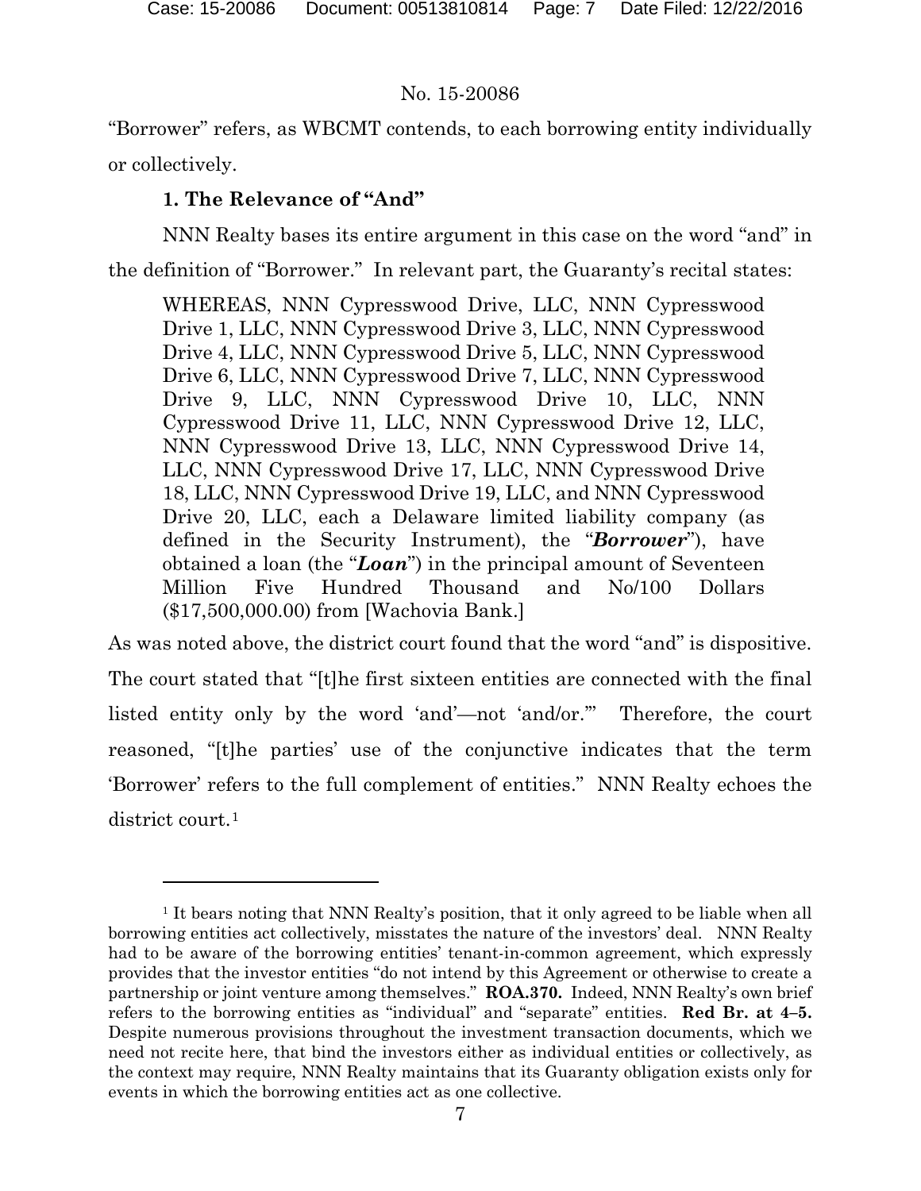"Borrower" refers, as WBCMT contends, to each borrowing entity individually or collectively.

### 1. The Relevance of "And"

NNN Realty bases its entire argument in this case on the word "and" in the definition of "Borrower." In relevant part, the Guaranty's recital states:

> WHEREAS, NNN Cypresswood Drive, LLC, NNN Cypresswood Drive 1, LLC, NNN Cypresswood Drive 3, LLC, NNN Cypresswood Drive 4, LLC, NNN Cypresswood Drive 5, LLC, NNN Cypresswood Drive 6, LLC, NNN Cypresswood Drive 7, LLC, NNN Cypresswood Drive 9, LLC, NNN Cypresswood Drive 10, LLC, NNN Cypresswood Drive 11, LLC, NNN Cypresswood Drive 12, LLC, NNN Cypresswood Drive 13, LLC, NNN Cypresswood Drive 14, LLC, NNN Cypresswood Drive 17, LLC, NNN Cypresswood Drive 18, LLC, NNN Cypresswood Drive 19, LLC, and NNN Cypresswood Drive 20, LLC, each a Delaware limited liability company (as defined in the Security Instrument), the "***Borrower***"), have obtained a loan (the "***Loan***") in the principal amount of Seventeen Million Five Hundred Thousand and No/100 Dollars ($17,500,000.00) from [Wachovia Bank.]

As was noted above, the district court found that the word "and" is dispositive. The court stated that "[t]he first sixteen entities are connected with the final listed entity only by the word 'and'—not 'and/or.'" Therefore, the court reasoned, "[t]he parties' use of the conjunctive indicates that the term 'Borrower' refers to the full complement of entities." NNN Realty echoes the district court.[1]

---

[1] It bears noting that NNN Realty's position, that it only agreed to be liable when all borrowing entities act collectively, misstates the nature of the investors' deal. NNN Realty had to be aware of the borrowing entities' tenant-in-common agreement, which expressly provides that the investor entities "do not intend by this Agreement or otherwise to create a partnership or joint venture among themselves." **ROA.370.** Indeed, NNN Realty's own brief refers to the borrowing entities as "individual" and "separate" entities. **Red Br. at 4–5.** Despite numerous provisions throughout the investment transaction documents, which we need not recite here, that bind the investors either as individual entities or collectively, as the context may require, NNN Realty maintains that its Guaranty obligation exists only for events in which the borrowing entities act as one collective.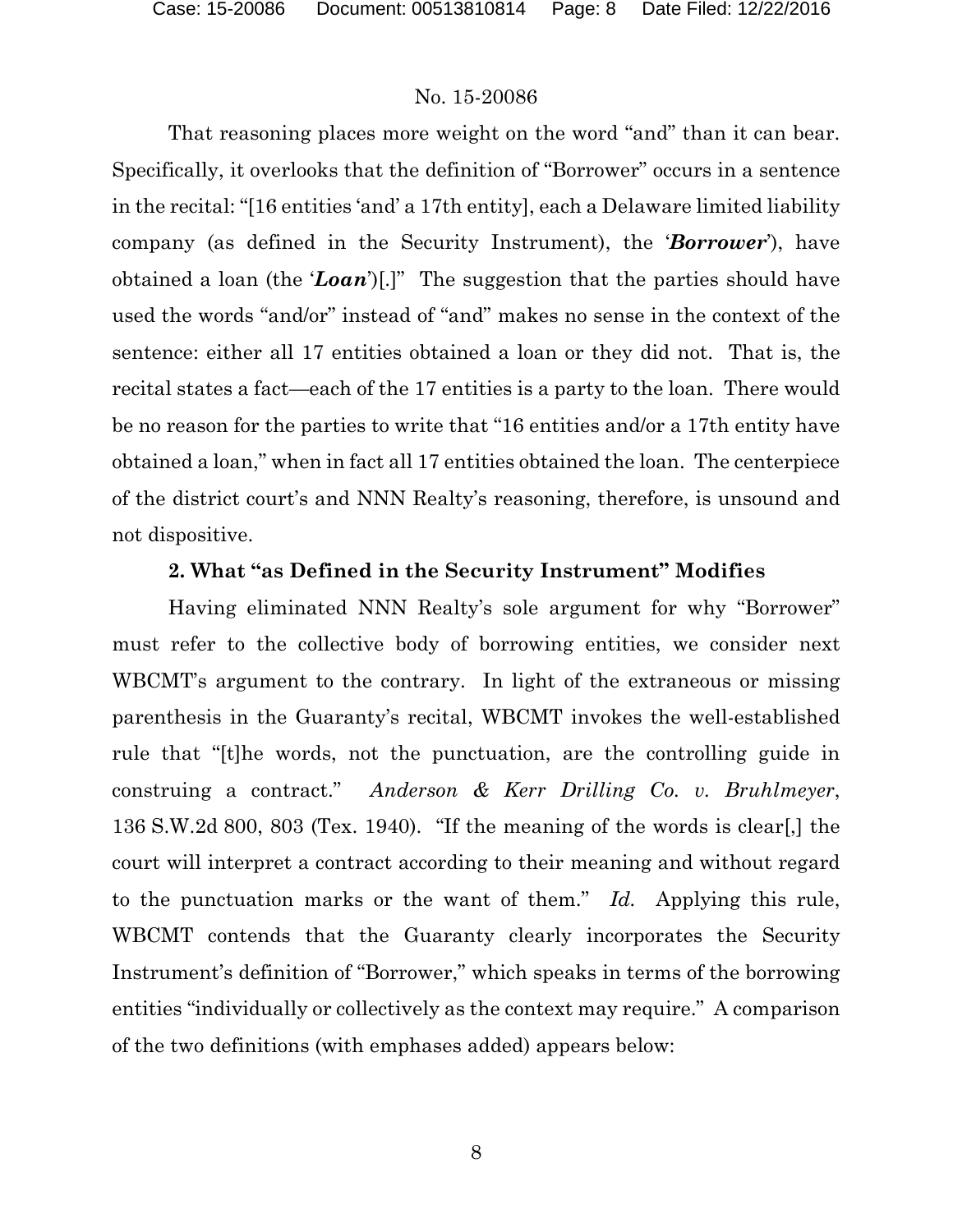That reasoning places more weight on the word "and" than it can bear. Specifically, it overlooks that the definition of "Borrower" occurs in a sentence in the recital: "[16 entities 'and' a 17th entity], each a Delaware limited liability company (as defined in the Security Instrument), the '***Borrower***'), have obtained a loan (the '***Loan***')[.]" The suggestion that the parties should have used the words "and/or" instead of "and" makes no sense in the context of the sentence: either all 17 entities obtained a loan or they did not. That is, the recital states a fact—each of the 17 entities is a party to the loan. There would be no reason for the parties to write that "16 entities and/or a 17th entity have obtained a loan," when in fact all 17 entities obtained the loan. The centerpiece of the district court's and NNN Realty's reasoning, therefore, is unsound and not dispositive.

### 2. What "as Defined in the Security Instrument" Modifies

Having eliminated NNN Realty's sole argument for why "Borrower" must refer to the collective body of borrowing entities, we consider next WBCMT's argument to the contrary. In light of the extraneous or missing parenthesis in the Guaranty's recital, WBCMT invokes the well-established rule that "[t]he words, not the punctuation, are the controlling guide in construing a contract." *Anderson & Kerr Drilling Co. v. Bruhlmeyer*, 136 S.W.2d 800, 803 (Tex. 1940). "If the meaning of the words is clear[,] the court will interpret a contract according to their meaning and without regard to the punctuation marks or the want of them." *Id.* Applying this rule, WBCMT contends that the Guaranty clearly incorporates the Security Instrument's definition of "Borrower," which speaks in terms of the borrowing entities "individually or collectively as the context may require." A comparison of the two definitions (with emphases added) appears below: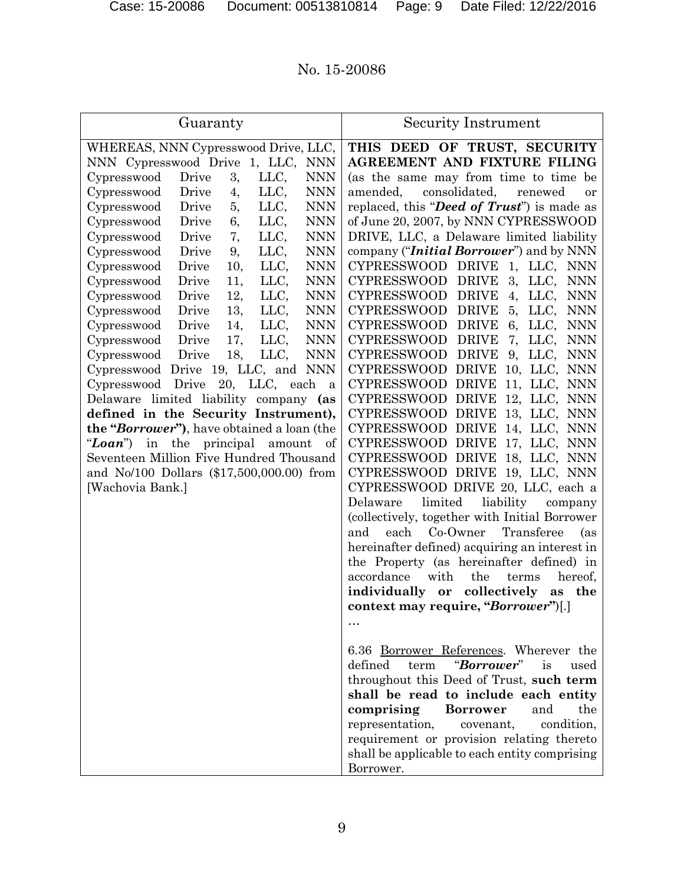No. 15-20086

| Guaranty | Security Instrument |
|---|---|
| WHEREAS, NNN Cypresswood Drive, LLC, NNN Cypresswood Drive 1, LLC, NNN Cypresswood Drive 3, LLC, NNN Cypresswood Drive 4, LLC, NNN Cypresswood Drive 5, LLC, NNN Cypresswood Drive 6, LLC, NNN Cypresswood Drive 7, LLC, NNN Cypresswood Drive 9, LLC, NNN Cypresswood Drive 10, LLC, NNN Cypresswood Drive 11, LLC, NNN Cypresswood Drive 12, LLC, NNN Cypresswood Drive 13, LLC, NNN Cypresswood Drive 14, LLC, NNN Cypresswood Drive 17, LLC, NNN Cypresswood Drive 18, LLC, NNN Cypresswood Drive 19, LLC, and NNN Cypresswood Drive 20, LLC, each a Delaware limited liability company **(as defined in the Security Instrument), the "*Borrower*")**, have obtained a loan (the "***Loan***") in the principal amount of Seventeen Million Five Hundred Thousand and No/100 Dollars ($17,500,000.00) from [Wachovia Bank.] | **THIS DEED OF TRUST, SECURITY AGREEMENT AND FIXTURE FILING** (as the same may from time to time be amended, consolidated, renewed or replaced, this "***Deed of Trust***") is made as of June 20, 2007, by NNN CYPRESSWOOD DRIVE, LLC, a Delaware limited liability company ("***Initial Borrower***") and by NNN CYPRESSWOOD DRIVE 1, LLC, NNN CYPRESSWOOD DRIVE 3, LLC, NNN CYPRESSWOOD DRIVE 4, LLC, NNN CYPRESSWOOD DRIVE 5, LLC, NNN CYPRESSWOOD DRIVE 6, LLC, NNN CYPRESSWOOD DRIVE 7, LLC, NNN CYPRESSWOOD DRIVE 9, LLC, NNN CYPRESSWOOD DRIVE 10, LLC, NNN CYPRESSWOOD DRIVE 11, LLC, NNN CYPRESSWOOD DRIVE 12, LLC, NNN CYPRESSWOOD DRIVE 13, LLC, NNN CYPRESSWOOD DRIVE 14, LLC, NNN CYPRESSWOOD DRIVE 17, LLC, NNN CYPRESSWOOD DRIVE 18, LLC, NNN CYPRESSWOOD DRIVE 19, LLC, NNN CYPRESSWOOD DRIVE 20, LLC, each a Delaware limited liability company (collectively, together with Initial Borrower and each Co-Owner Transferee (as hereinafter defined) acquiring an interest in the Property (as hereinafter defined) in accordance with the terms hereof, **individually or collectively as the context may require, "*Borrower*"**)[.] <br>… <br><br>6.36 <u>Borrower References</u>. Wherever the defined term "***Borrower***" is used throughout this Deed of Trust, **such term shall be read to include each entity comprising Borrower** and the representation, covenant, condition, requirement or provision relating thereto shall be applicable to each entity comprising Borrower. |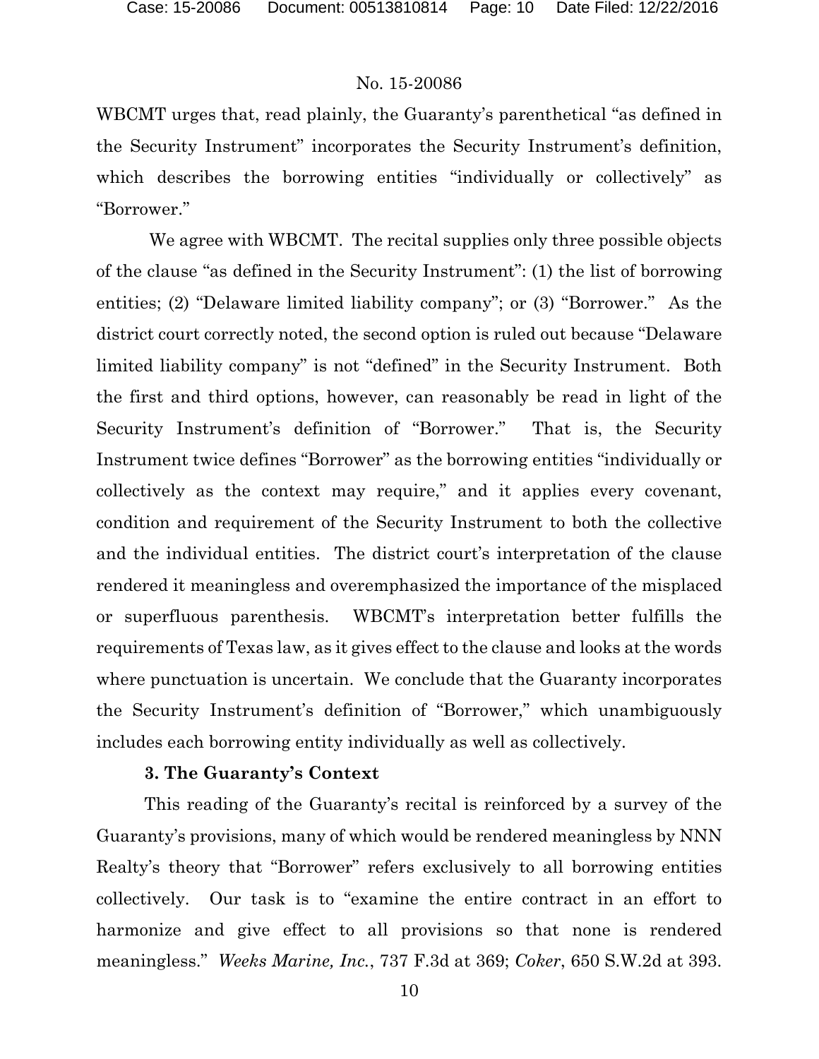WBCMT urges that, read plainly, the Guaranty's parenthetical "as defined in the Security Instrument" incorporates the Security Instrument's definition, which describes the borrowing entities "individually or collectively" as "Borrower."

We agree with WBCMT. The recital supplies only three possible objects of the clause "as defined in the Security Instrument": (1) the list of borrowing entities; (2) "Delaware limited liability company"; or (3) "Borrower." As the district court correctly noted, the second option is ruled out because "Delaware limited liability company" is not "defined" in the Security Instrument. Both the first and third options, however, can reasonably be read in light of the Security Instrument's definition of "Borrower." That is, the Security Instrument twice defines "Borrower" as the borrowing entities "individually or collectively as the context may require," and it applies every covenant, condition and requirement of the Security Instrument to both the collective and the individual entities. The district court's interpretation of the clause rendered it meaningless and overemphasized the importance of the misplaced or superfluous parenthesis. WBCMT's interpretation better fulfills the requirements of Texas law, as it gives effect to the clause and looks at the words where punctuation is uncertain. We conclude that the Guaranty incorporates the Security Instrument's definition of "Borrower," which unambiguously includes each borrowing entity individually as well as collectively.

### 3. The Guaranty's Context

This reading of the Guaranty's recital is reinforced by a survey of the Guaranty's provisions, many of which would be rendered meaningless by NNN Realty's theory that "Borrower" refers exclusively to all borrowing entities collectively. Our task is to "examine the entire contract in an effort to harmonize and give effect to all provisions so that none is rendered meaningless." *Weeks Marine, Inc.*, 737 F.3d at 369; *Coker*, 650 S.W.2d at 393.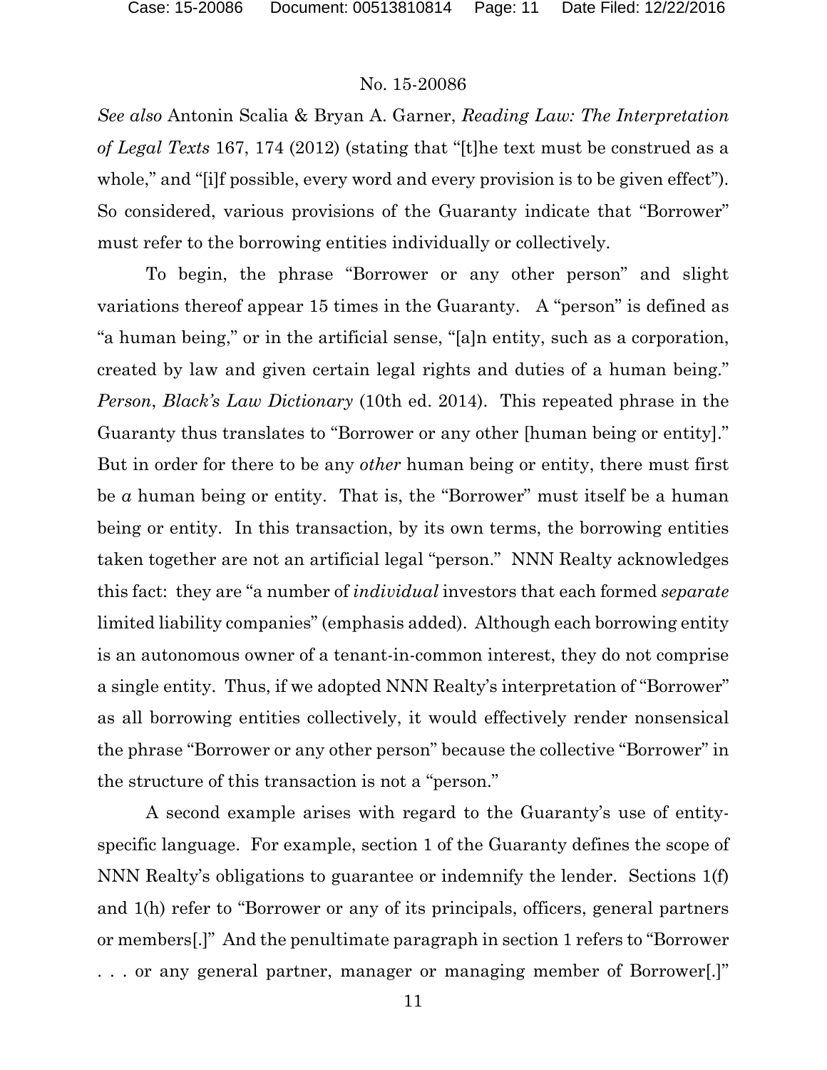*See also* Antonin Scalia & Bryan A. Garner, *Reading Law: The Interpretation of Legal Texts* 167, 174 (2012) (stating that "[t]he text must be construed as a whole," and "[i]f possible, every word and every provision is to be given effect"). So considered, various provisions of the Guaranty indicate that "Borrower" must refer to the borrowing entities individually or collectively.

To begin, the phrase "Borrower or any other person" and slight variations thereof appear 15 times in the Guaranty. A "person" is defined as "a human being," or in the artificial sense, "[a]n entity, such as a corporation, created by law and given certain legal rights and duties of a human being." *Person*, *Black's Law Dictionary* (10th ed. 2014). This repeated phrase in the Guaranty thus translates to "Borrower or any other [human being or entity]." But in order for there to be any *other* human being or entity, there must first be *a* human being or entity. That is, the "Borrower" must itself be a human being or entity. In this transaction, by its own terms, the borrowing entities taken together are not an artificial legal "person." NNN Realty acknowledges this fact: they are "a number of *individual* investors that each formed *separate* limited liability companies" (emphasis added). Although each borrowing entity is an autonomous owner of a tenant-in-common interest, they do not comprise a single entity. Thus, if we adopted NNN Realty's interpretation of "Borrower" as all borrowing entities collectively, it would effectively render nonsensical the phrase "Borrower or any other person" because the collective "Borrower" in the structure of this transaction is not a "person."

A second example arises with regard to the Guaranty's use of entity-specific language. For example, section 1 of the Guaranty defines the scope of NNN Realty's obligations to guarantee or indemnify the lender. Sections 1(f) and 1(h) refer to "Borrower or any of its principals, officers, general partners or members[.]" And the penultimate paragraph in section 1 refers to "Borrower . . . or any general partner, manager or managing member of Borrower[.]"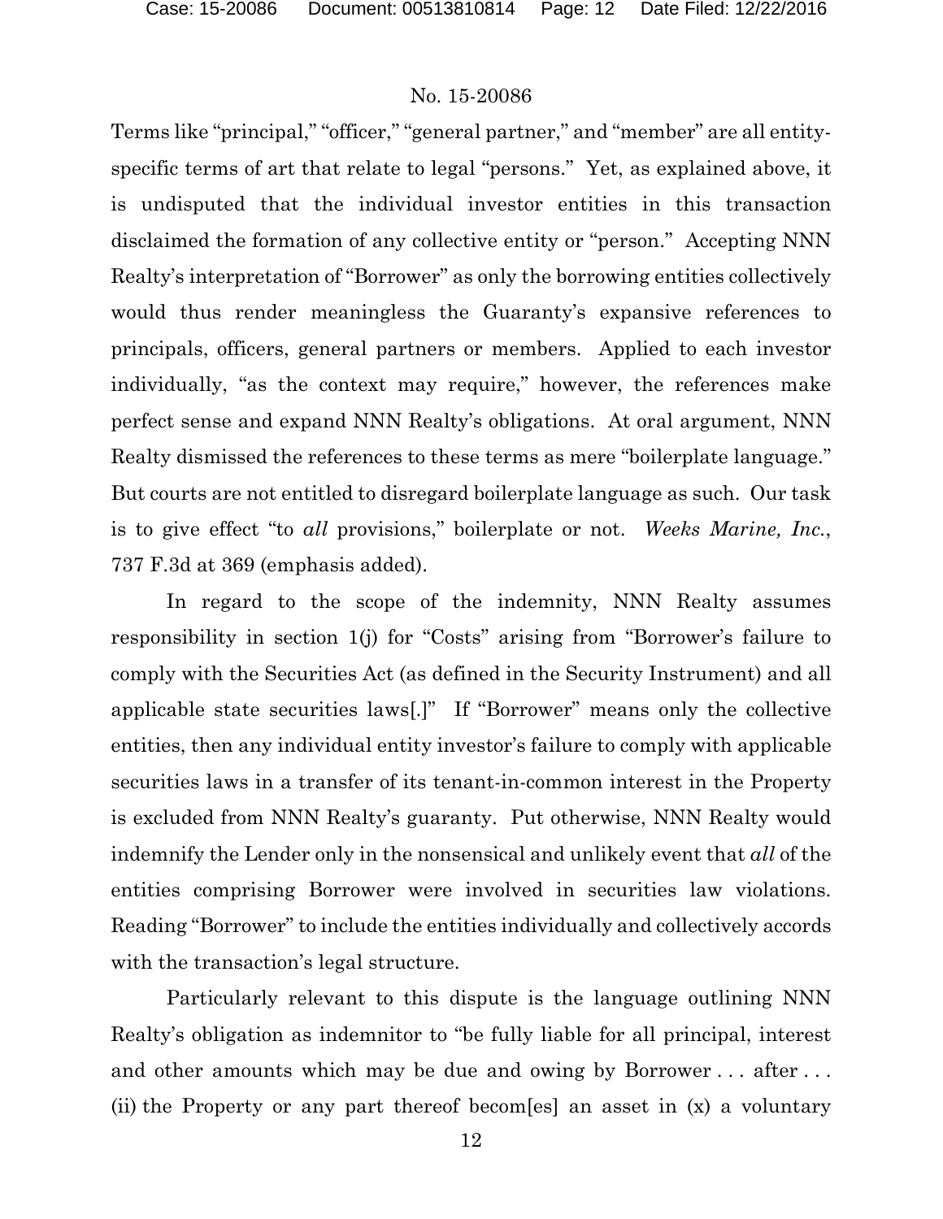Terms like "principal," "officer," "general partner," and "member" are all entity-specific terms of art that relate to legal "persons." Yet, as explained above, it is undisputed that the individual investor entities in this transaction disclaimed the formation of any collective entity or "person." Accepting NNN Realty's interpretation of "Borrower" as only the borrowing entities collectively would thus render meaningless the Guaranty's expansive references to principals, officers, general partners or members. Applied to each investor individually, "as the context may require," however, the references make perfect sense and expand NNN Realty's obligations. At oral argument, NNN Realty dismissed the references to these terms as mere "boilerplate language." But courts are not entitled to disregard boilerplate language as such. Our task is to give effect "to *all* provisions," boilerplate or not. *Weeks Marine, Inc.*, 737 F.3d at 369 (emphasis added).

In regard to the scope of the indemnity, NNN Realty assumes responsibility in section 1(j) for "Costs" arising from "Borrower's failure to comply with the Securities Act (as defined in the Security Instrument) and all applicable state securities laws[.]" If "Borrower" means only the collective entities, then any individual entity investor's failure to comply with applicable securities laws in a transfer of its tenant-in-common interest in the Property is excluded from NNN Realty's guaranty. Put otherwise, NNN Realty would indemnify the Lender only in the nonsensical and unlikely event that *all* of the entities comprising Borrower were involved in securities law violations. Reading "Borrower" to include the entities individually and collectively accords with the transaction's legal structure.

Particularly relevant to this dispute is the language outlining NNN Realty's obligation as indemnitor to "be fully liable for all principal, interest and other amounts which may be due and owing by Borrower . . . after . . . (ii) the Property or any part thereof becom[es] an asset in (x) a voluntary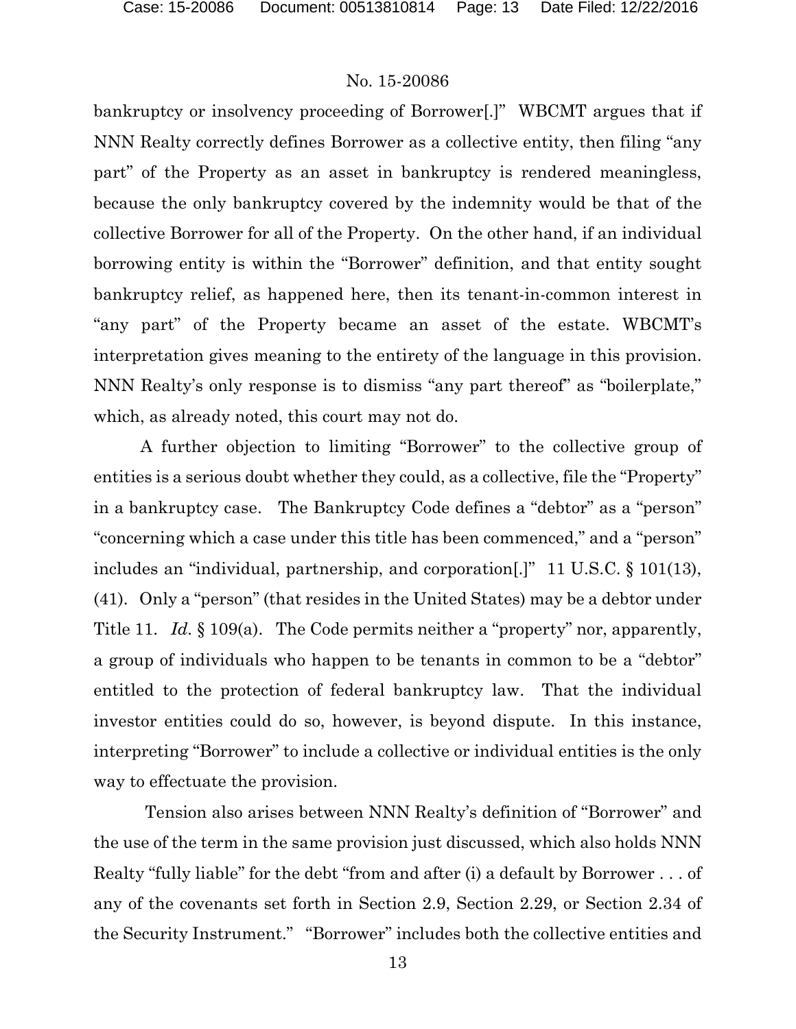bankruptcy or insolvency proceeding of Borrower[.]" WBCMT argues that if NNN Realty correctly defines Borrower as a collective entity, then filing "any part" of the Property as an asset in bankruptcy is rendered meaningless, because the only bankruptcy covered by the indemnity would be that of the collective Borrower for all of the Property. On the other hand, if an individual borrowing entity is within the "Borrower" definition, and that entity sought bankruptcy relief, as happened here, then its tenant-in-common interest in "any part" of the Property became an asset of the estate. WBCMT's interpretation gives meaning to the entirety of the language in this provision. NNN Realty's only response is to dismiss "any part thereof" as "boilerplate," which, as already noted, this court may not do.

A further objection to limiting "Borrower" to the collective group of entities is a serious doubt whether they could, as a collective, file the "Property" in a bankruptcy case. The Bankruptcy Code defines a "debtor" as a "person" "concerning which a case under this title has been commenced," and a "person" includes an "individual, partnership, and corporation[.]" 11 U.S.C. § 101(13), (41). Only a "person" (that resides in the United States) may be a debtor under Title 11. *Id.* § 109(a). The Code permits neither a "property" nor, apparently, a group of individuals who happen to be tenants in common to be a "debtor" entitled to the protection of federal bankruptcy law. That the individual investor entities could do so, however, is beyond dispute. In this instance, interpreting "Borrower" to include a collective or individual entities is the only way to effectuate the provision.

Tension also arises between NNN Realty's definition of "Borrower" and the use of the term in the same provision just discussed, which also holds NNN Realty "fully liable" for the debt "from and after (i) a default by Borrower . . . of any of the covenants set forth in Section 2.9, Section 2.29, or Section 2.34 of the Security Instrument." "Borrower" includes both the collective entities and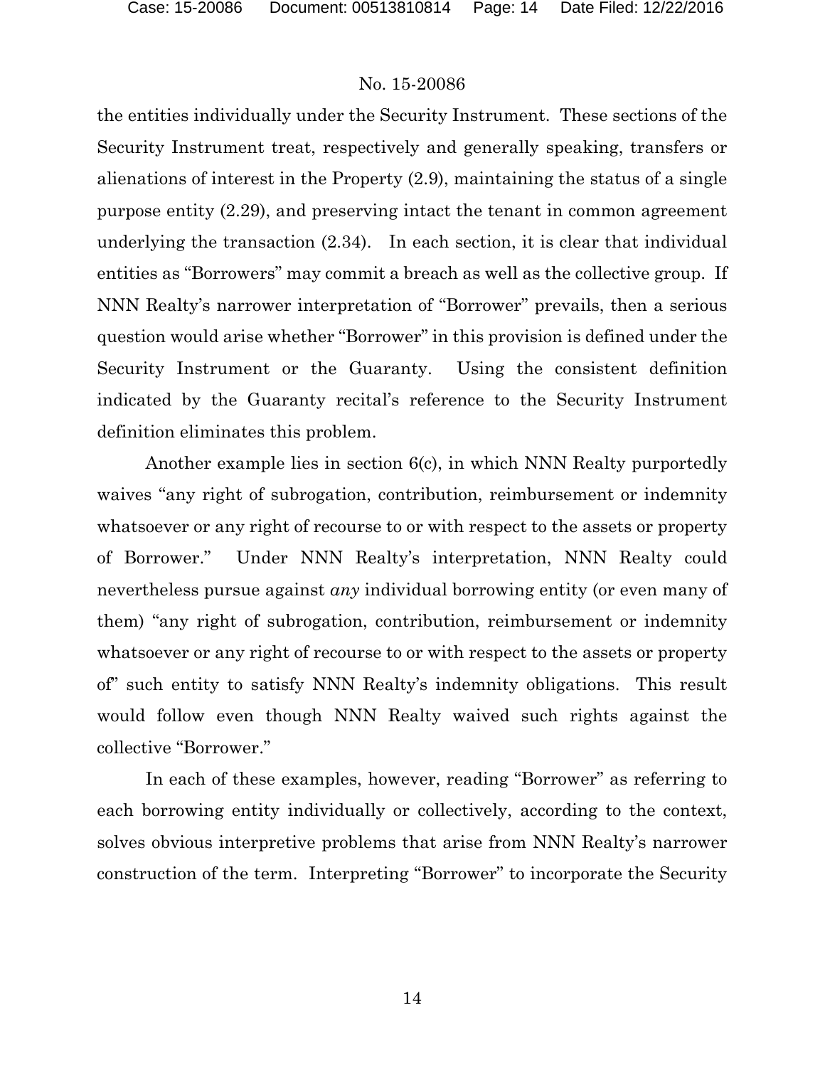the entities individually under the Security Instrument. These sections of the Security Instrument treat, respectively and generally speaking, transfers or alienations of interest in the Property (2.9), maintaining the status of a single purpose entity (2.29), and preserving intact the tenant in common agreement underlying the transaction (2.34). In each section, it is clear that individual entities as "Borrowers" may commit a breach as well as the collective group. If NNN Realty's narrower interpretation of "Borrower" prevails, then a serious question would arise whether "Borrower" in this provision is defined under the Security Instrument or the Guaranty. Using the consistent definition indicated by the Guaranty recital's reference to the Security Instrument definition eliminates this problem.

Another example lies in section 6(c), in which NNN Realty purportedly waives "any right of subrogation, contribution, reimbursement or indemnity whatsoever or any right of recourse to or with respect to the assets or property of Borrower." Under NNN Realty's interpretation, NNN Realty could nevertheless pursue against *any* individual borrowing entity (or even many of them) "any right of subrogation, contribution, reimbursement or indemnity whatsoever or any right of recourse to or with respect to the assets or property of" such entity to satisfy NNN Realty's indemnity obligations. This result would follow even though NNN Realty waived such rights against the collective "Borrower."

In each of these examples, however, reading "Borrower" as referring to each borrowing entity individually or collectively, according to the context, solves obvious interpretive problems that arise from NNN Realty's narrower construction of the term. Interpreting "Borrower" to incorporate the Security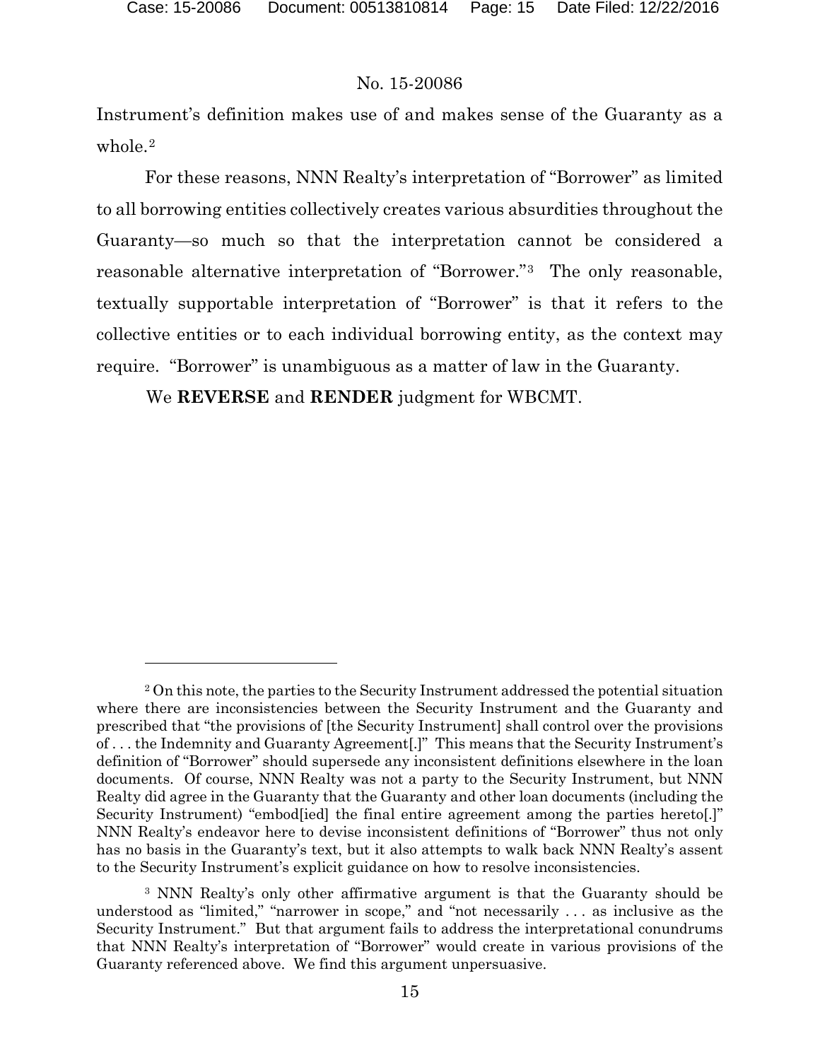Instrument's definition makes use of and makes sense of the Guaranty as a whole.[2]

For these reasons, NNN Realty's interpretation of "Borrower" as limited to all borrowing entities collectively creates various absurdities throughout the Guaranty—so much so that the interpretation cannot be considered a reasonable alternative interpretation of "Borrower."[3] The only reasonable, textually supportable interpretation of "Borrower" is that it refers to the collective entities or to each individual borrowing entity, as the context may require. "Borrower" is unambiguous as a matter of law in the Guaranty.

We **REVERSE** and **RENDER** judgment for WBCMT.

---

[2] On this note, the parties to the Security Instrument addressed the potential situation where there are inconsistencies between the Security Instrument and the Guaranty and prescribed that "the provisions of [the Security Instrument] shall control over the provisions of . . . the Indemnity and Guaranty Agreement[.]" This means that the Security Instrument's definition of "Borrower" should supersede any inconsistent definitions elsewhere in the loan documents. Of course, NNN Realty was not a party to the Security Instrument, but NNN Realty did agree in the Guaranty that the Guaranty and other loan documents (including the Security Instrument) "embod[ied] the final entire agreement among the parties hereto[.]" NNN Realty's endeavor here to devise inconsistent definitions of "Borrower" thus not only has no basis in the Guaranty's text, but it also attempts to walk back NNN Realty's assent to the Security Instrument's explicit guidance on how to resolve inconsistencies.

[3] NNN Realty's only other affirmative argument is that the Guaranty should be understood as "limited," "narrower in scope," and "not necessarily . . . as inclusive as the Security Instrument." But that argument fails to address the interpretational conundrums that NNN Realty's interpretation of "Borrower" would create in various provisions of the Guaranty referenced above. We find this argument unpersuasive.